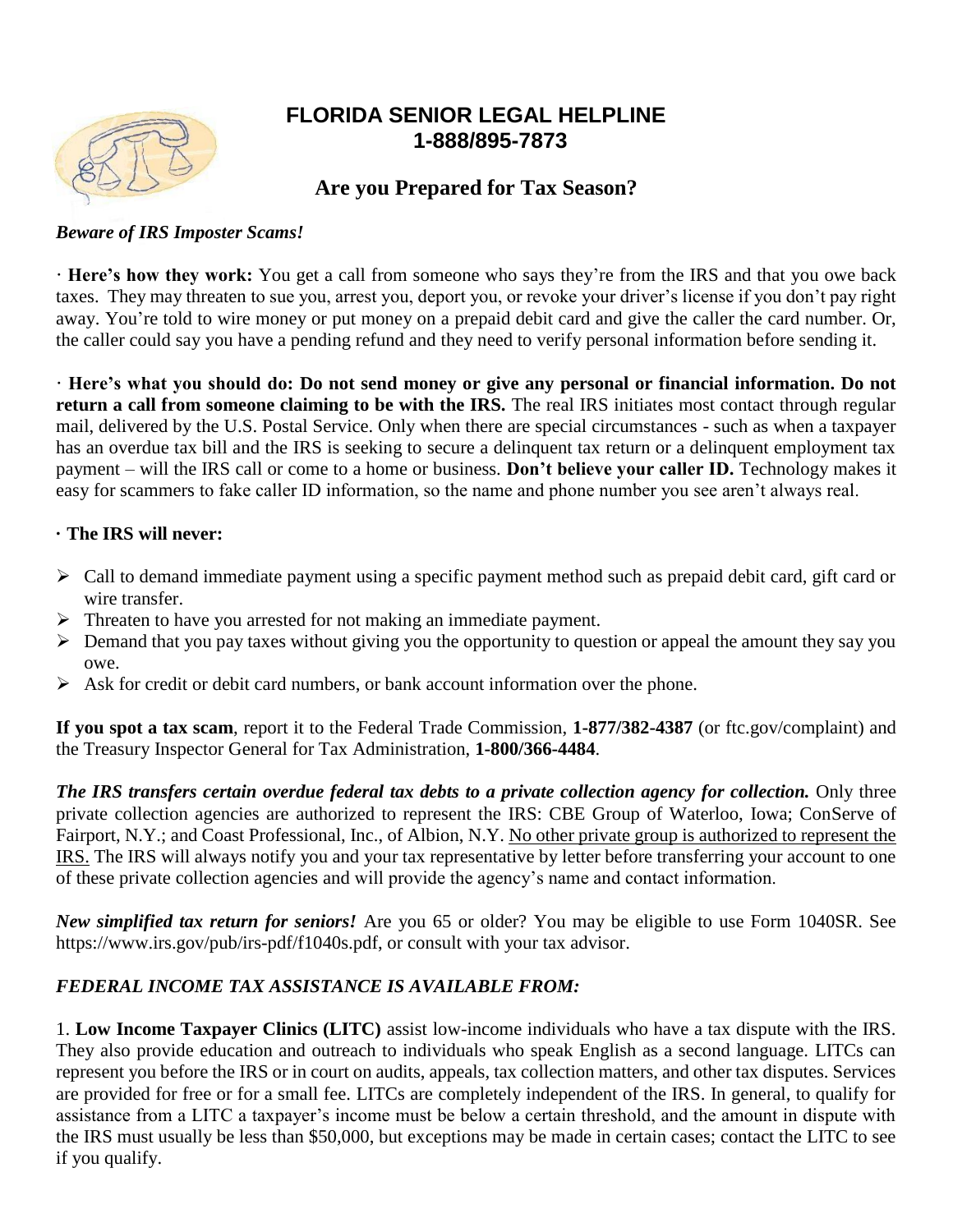# FLORIDA SENIOR LEGAL HELPLINE
# 1-888/895-7873

## Are you Prepared for Tax Season?

***Beware of IRS Imposter Scams!***

· **Here's how they work:** You get a call from someone who says they're from the IRS and that you owe back taxes. They may threaten to sue you, arrest you, deport you, or revoke your driver's license if you don't pay right away. You're told to wire money or put money on a prepaid debit card and give the caller the card number. Or, the caller could say you have a pending refund and they need to verify personal information before sending it.

· **Here's what you should do: Do not send money or give any personal or financial information. Do not return a call from someone claiming to be with the IRS.** The real IRS initiates most contact through regular mail, delivered by the U.S. Postal Service. Only when there are special circumstances - such as when a taxpayer has an overdue tax bill and the IRS is seeking to secure a delinquent tax return or a delinquent employment tax payment – will the IRS call or come to a home or business. **Don't believe your caller ID.** Technology makes it easy for scammers to fake caller ID information, so the name and phone number you see aren't always real.

· **The IRS will never:**

- Call to demand immediate payment using a specific payment method such as prepaid debit card, gift card or wire transfer.
- Threaten to have you arrested for not making an immediate payment.
- Demand that you pay taxes without giving you the opportunity to question or appeal the amount they say you owe.
- Ask for credit or debit card numbers, or bank account information over the phone.

**If you spot a tax scam**, report it to the Federal Trade Commission, **1-877/382-4387** (or ftc.gov/complaint) and the Treasury Inspector General for Tax Administration, **1-800/366-4484**.

***The IRS transfers certain overdue federal tax debts to a private collection agency for collection.*** Only three private collection agencies are authorized to represent the IRS: CBE Group of Waterloo, Iowa; ConServe of Fairport, N.Y.; and Coast Professional, Inc., of Albion, N.Y. No other private group is authorized to represent the IRS. The IRS will always notify you and your tax representative by letter before transferring your account to one of these private collection agencies and will provide the agency's name and contact information.

***New simplified tax return for seniors!*** Are you 65 or older? You may be eligible to use Form 1040SR. See https://www.irs.gov/pub/irs-pdf/f1040s.pdf, or consult with your tax advisor.

***FEDERAL INCOME TAX ASSISTANCE IS AVAILABLE FROM:***

1. **Low Income Taxpayer Clinics (LITC)** assist low-income individuals who have a tax dispute with the IRS. They also provide education and outreach to individuals who speak English as a second language. LITCs can represent you before the IRS or in court on audits, appeals, tax collection matters, and other tax disputes. Services are provided for free or for a small fee. LITCs are completely independent of the IRS. In general, to qualify for assistance from a LITC a taxpayer's income must be below a certain threshold, and the amount in dispute with the IRS must usually be less than $50,000, but exceptions may be made in certain cases; contact the LITC to see if you qualify.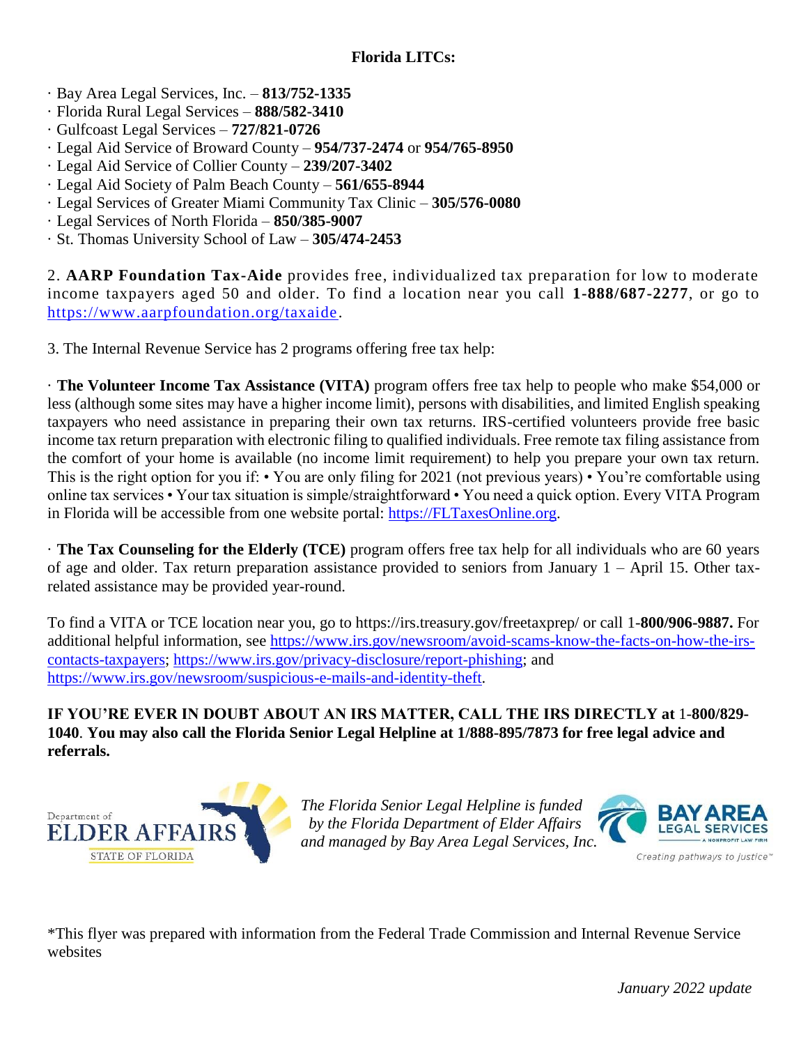**Florida LITCs:**

· Bay Area Legal Services, Inc. – **813/752-1335**
· Florida Rural Legal Services – **888/582-3410**
· Gulfcoast Legal Services – **727/821-0726**
· Legal Aid Service of Broward County – **954/737-2474** or **954/765-8950**
· Legal Aid Service of Collier County – **239/207-3402**
· Legal Aid Society of Palm Beach County – **561/655-8944**
· Legal Services of Greater Miami Community Tax Clinic – **305/576-0080**
· Legal Services of North Florida – **850/385-9007**
· St. Thomas University School of Law – **305/474-2453**

2. **AARP Foundation Tax-Aide** provides free, individualized tax preparation for low to moderate income taxpayers aged 50 and older. To find a location near you call **1-888/687-2277**, or go to https://www.aarpfoundation.org/taxaide.

3. The Internal Revenue Service has 2 programs offering free tax help:

· **The Volunteer Income Tax Assistance (VITA)** program offers free tax help to people who make $54,000 or less (although some sites may have a higher income limit), persons with disabilities, and limited English speaking taxpayers who need assistance in preparing their own tax returns. IRS-certified volunteers provide free basic income tax return preparation with electronic filing to qualified individuals. Free remote tax filing assistance from the comfort of your home is available (no income limit requirement) to help you prepare your own tax return. This is the right option for you if: • You are only filing for 2021 (not previous years) • You're comfortable using online tax services • Your tax situation is simple/straightforward • You need a quick option. Every VITA Program in Florida will be accessible from one website portal: https://FLTaxesOnline.org.

· **The Tax Counseling for the Elderly (TCE)** program offers free tax help for all individuals who are 60 years of age and older. Tax return preparation assistance provided to seniors from January 1 – April 15. Other tax-related assistance may be provided year-round.

To find a VITA or TCE location near you, go to https://irs.treasury.gov/freetaxprep/ or call 1-**800/906-9887.** For additional helpful information, see https://www.irs.gov/newsroom/avoid-scams-know-the-facts-on-how-the-irs-contacts-taxpayers; https://www.irs.gov/privacy-disclosure/report-phishing; and https://www.irs.gov/newsroom/suspicious-e-mails-and-identity-theft.

**IF YOU'RE EVER IN DOUBT ABOUT AN IRS MATTER, CALL THE IRS DIRECTLY at** 1-**800/829-1040**. **You may also call the Florida Senior Legal Helpline at 1/888-895/7873 for free legal advice and referrals.**

Department of ELDER AFFAIRS STATE OF FLORIDA

*The Florida Senior Legal Helpline is funded by the Florida Department of Elder Affairs and managed by Bay Area Legal Services, Inc.*

BAY AREA LEGAL SERVICES A NONPROFIT LAW FIRM Creating pathways to justice™

*This flyer was prepared with information from the Federal Trade Commission and Internal Revenue Service websites

*January 2022 update*